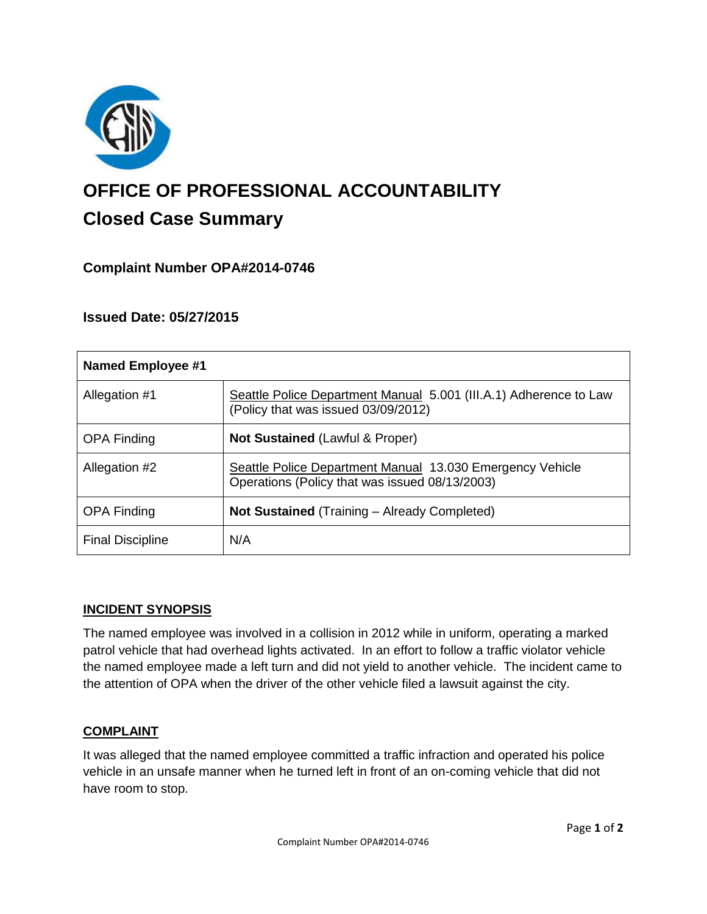# OFFICE OF PROFESSIONAL ACCOUNTABILITY

## Closed Case Summary

### Complaint Number OPA#2014-0746

### Issued Date: 05/27/2015

| Named Employee #1 | |
|---|---|
| Allegation #1 | Seattle Police Department Manual 5.001 (III.A.1) Adherence to Law (Policy that was issued 03/09/2012) |
| OPA Finding | **Not Sustained** (Lawful & Proper) |
| Allegation #2 | Seattle Police Department Manual 13.030 Emergency Vehicle Operations (Policy that was issued 08/13/2003) |
| OPA Finding | **Not Sustained** (Training – Already Completed) |
| Final Discipline | N/A |

## INCIDENT SYNOPSIS

The named employee was involved in a collision in 2012 while in uniform, operating a marked patrol vehicle that had overhead lights activated. In an effort to follow a traffic violator vehicle the named employee made a left turn and did not yield to another vehicle. The incident came to the attention of OPA when the driver of the other vehicle filed a lawsuit against the city.

## COMPLAINT

It was alleged that the named employee committed a traffic infraction and operated his police vehicle in an unsafe manner when he turned left in front of an on-coming vehicle that did not have room to stop.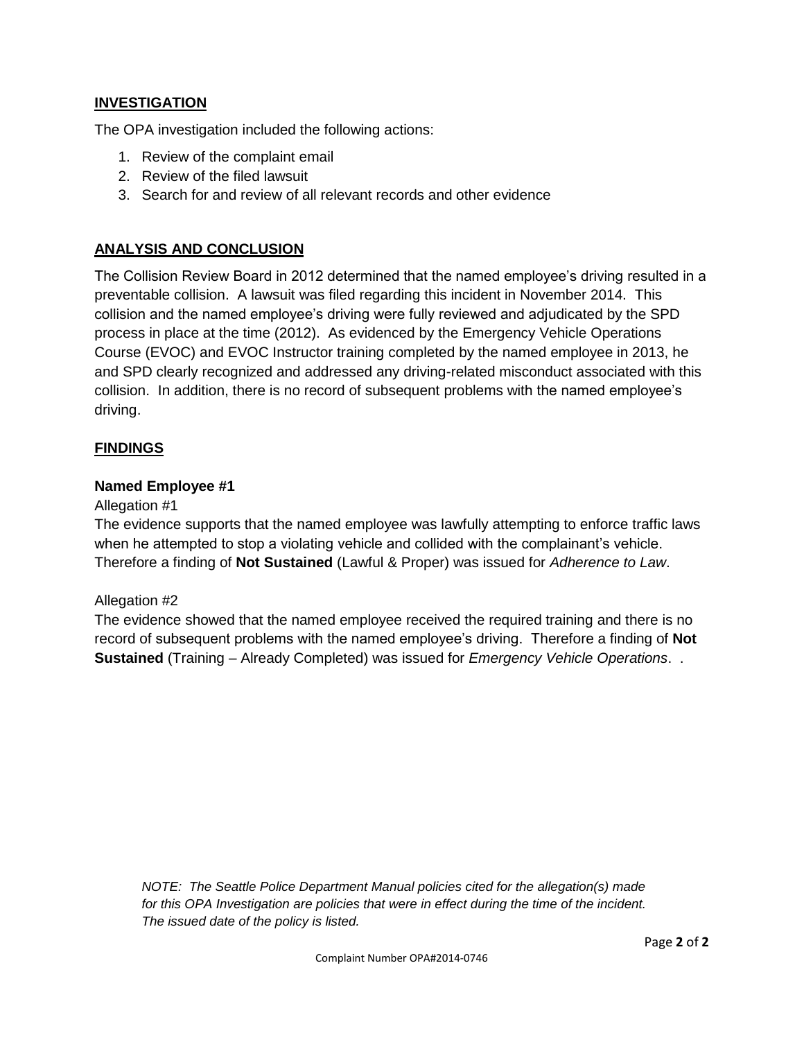## INVESTIGATION

The OPA investigation included the following actions:

1. Review of the complaint email
2. Review of the filed lawsuit
3. Search for and review of all relevant records and other evidence

## ANALYSIS AND CONCLUSION

The Collision Review Board in 2012 determined that the named employee's driving resulted in a preventable collision. A lawsuit was filed regarding this incident in November 2014. This collision and the named employee's driving were fully reviewed and adjudicated by the SPD process in place at the time (2012). As evidenced by the Emergency Vehicle Operations Course (EVOC) and EVOC Instructor training completed by the named employee in 2013, he and SPD clearly recognized and addressed any driving-related misconduct associated with this collision. In addition, there is no record of subsequent problems with the named employee's driving.

## FINDINGS

### Named Employee #1

Allegation #1

The evidence supports that the named employee was lawfully attempting to enforce traffic laws when he attempted to stop a violating vehicle and collided with the complainant's vehicle. Therefore a finding of **Not Sustained** (Lawful & Proper) was issued for *Adherence to Law*.

Allegation #2

The evidence showed that the named employee received the required training and there is no record of subsequent problems with the named employee's driving. Therefore a finding of **Not Sustained** (Training – Already Completed) was issued for *Emergency Vehicle Operations*. .

*NOTE: The Seattle Police Department Manual policies cited for the allegation(s) made for this OPA Investigation are policies that were in effect during the time of the incident. The issued date of the policy is listed.*

Complaint Number OPA#2014-0746